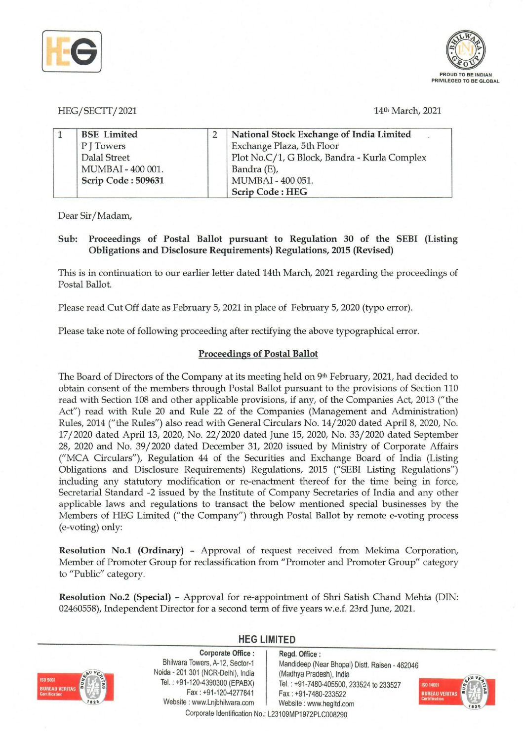HEG/SECTT/2021

14th March, 2021

| 1 | **BSE Limited**<br>P J Towers<br>Dalal Street<br>MUMBAI - 400 001.<br>**Scrip Code : 509631** | 2 | **National Stock Exchange of India Limited**<br>Exchange Plaza, 5th Floor<br>Plot No.C/1, G Block, Bandra - Kurla Complex<br>Bandra (E),<br>MUMBAI - 400 051.<br>**Scrip Code : HEG** |
|---|---|---|---|

Dear Sir/Madam,

**Sub: Proceedings of Postal Ballot pursuant to Regulation 30 of the SEBI (Listing Obligations and Disclosure Requirements) Regulations, 2015 (Revised)**

This is in continuation to our earlier letter dated 14th March, 2021 regarding the proceedings of Postal Ballot.

Please read Cut Off date as February 5, 2021 in place of February 5, 2020 (typo error).

Please take note of following proceeding after rectifying the above typographical error.

## Proceedings of Postal Ballot

The Board of Directors of the Company at its meeting held on 9th February, 2021, had decided to obtain consent of the members through Postal Ballot pursuant to the provisions of Section 110 read with Section 108 and other applicable provisions, if any, of the Companies Act, 2013 ("the Act") read with Rule 20 and Rule 22 of the Companies (Management and Administration) Rules, 2014 ("the Rules") also read with General Circulars No. 14/2020 dated April 8, 2020, No. 17/2020 dated April 13, 2020, No. 22/2020 dated June 15, 2020, No. 33/2020 dated September 28, 2020 and No. 39/2020 dated December 31, 2020 issued by Ministry of Corporate Affairs ("MCA Circulars"), Regulation 44 of the Securities and Exchange Board of India (Listing Obligations and Disclosure Requirements) Regulations, 2015 ("SEBI Listing Regulations") including any statutory modification or re-enactment thereof for the time being in force, Secretarial Standard -2 issued by the Institute of Company Secretaries of India and any other applicable laws and regulations to transact the below mentioned special businesses by the Members of HEG Limited ("the Company") through Postal Ballot by remote e-voting process (e-voting) only:

**Resolution No.1 (Ordinary)** – Approval of request received from Mekima Corporation, Member of Promoter Group for reclassification from "Promoter and Promoter Group" category to "Public" category.

**Resolution No.2 (Special)** – Approval for re-appointment of Shri Satish Chand Mehta (DIN: 02460558), Independent Director for a second term of five years w.e.f. 23rd June, 2021.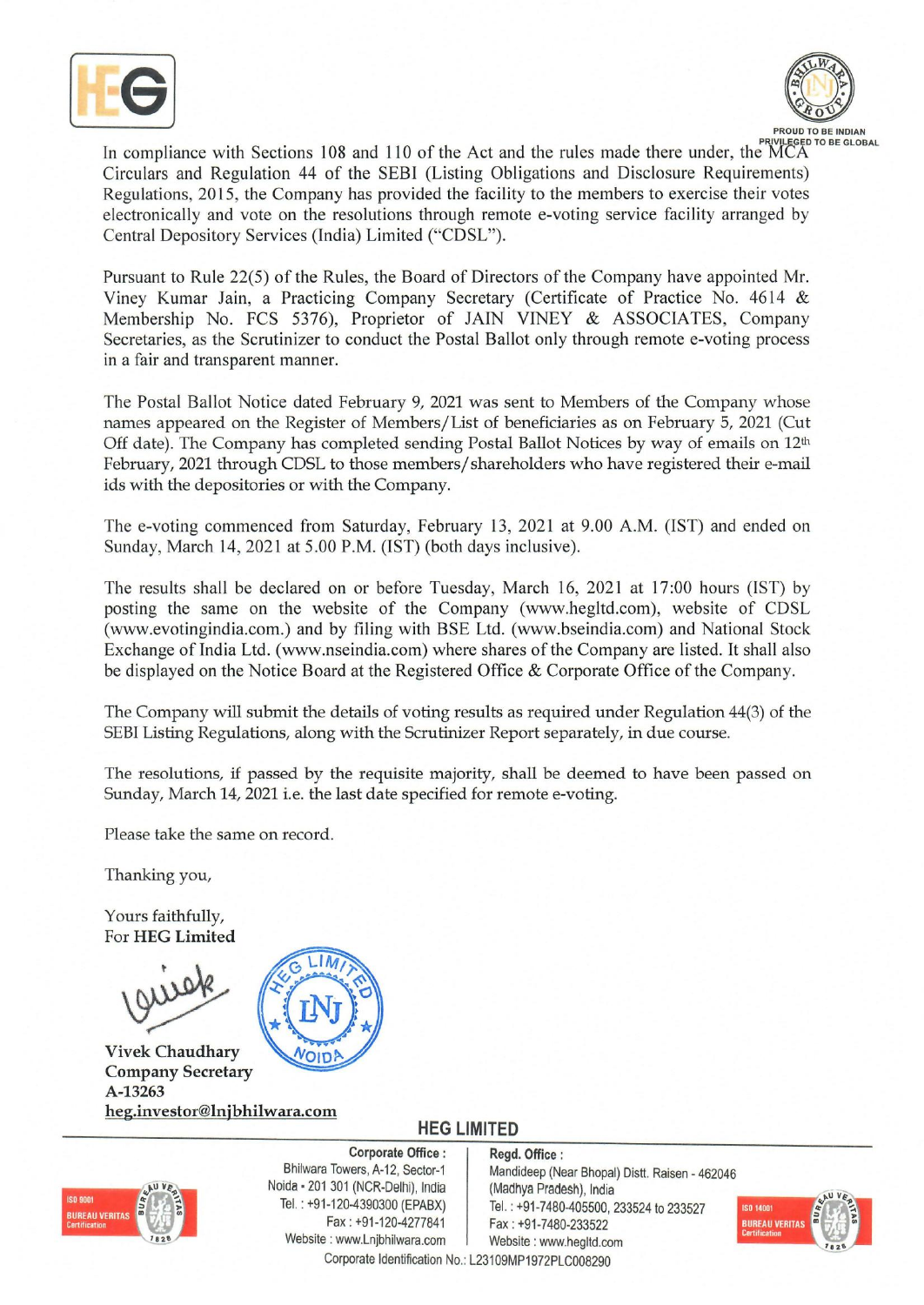In compliance with Sections 108 and 110 of the Act and the rules made there under, the MCA Circulars and Regulation 44 of the SEBI (Listing Obligations and Disclosure Requirements) Regulations, 2015, the Company has provided the facility to the members to exercise their votes electronically and vote on the resolutions through remote e-voting service facility arranged by Central Depository Services (India) Limited ("CDSL").

Pursuant to Rule 22(5) of the Rules, the Board of Directors of the Company have appointed Mr. Viney Kumar Jain, a Practicing Company Secretary (Certificate of Practice No. 4614 & Membership No. FCS 5376), Proprietor of JAIN VINEY & ASSOCIATES, Company Secretaries, as the Scrutinizer to conduct the Postal Ballot only through remote e-voting process in a fair and transparent manner.

The Postal Ballot Notice dated February 9, 2021 was sent to Members of the Company whose names appeared on the Register of Members/List of beneficiaries as on February 5, 2021 (Cut Off date). The Company has completed sending Postal Ballot Notices by way of emails on 12th February, 2021 through CDSL to those members/shareholders who have registered their e-mail ids with the depositories or with the Company.

The e-voting commenced from Saturday, February 13, 2021 at 9.00 A.M. (IST) and ended on Sunday, March 14, 2021 at 5.00 P.M. (IST) (both days inclusive).

The results shall be declared on or before Tuesday, March 16, 2021 at 17:00 hours (IST) by posting the same on the website of the Company (www.hegltd.com), website of CDSL (www.evotingindia.com.) and by filing with BSE Ltd. (www.bseindia.com) and National Stock Exchange of India Ltd. (www.nseindia.com) where shares of the Company are listed. It shall also be displayed on the Notice Board at the Registered Office & Corporate Office of the Company.

The Company will submit the details of voting results as required under Regulation 44(3) of the SEBI Listing Regulations, along with the Scrutinizer Report separately, in due course.

The resolutions, if passed by the requisite majority, shall be deemed to have been passed on Sunday, March 14, 2021 i.e. the last date specified for remote e-voting.

Please take the same on record.

Thanking you,

Yours faithfully,
For **HEG Limited**

**Vivek Chaudhary**
**Company Secretary**
**A-13263**
**heg.investor@lnjbhilwara.com**

**HEG LIMITED**

**Corporate Office :**
Bhilwara Towers, A-12, Sector-1
Noida - 201 301 (NCR-Delhi), India
Tel. : +91-120-4390300 (EPABX)
Fax : +91-120-4277841
Website : www.Lnjbhilwara.com

**Regd. Office :**
Mandideep (Near Bhopal) Distt. Raisen - 462046
(Madhya Pradesh), India
Tel. : +91-7480-405500, 233524 to 233527
Fax : +91-7480-233522
Website : www.hegltd.com

Corporate Identification No.: L23109MP1972PLC008290